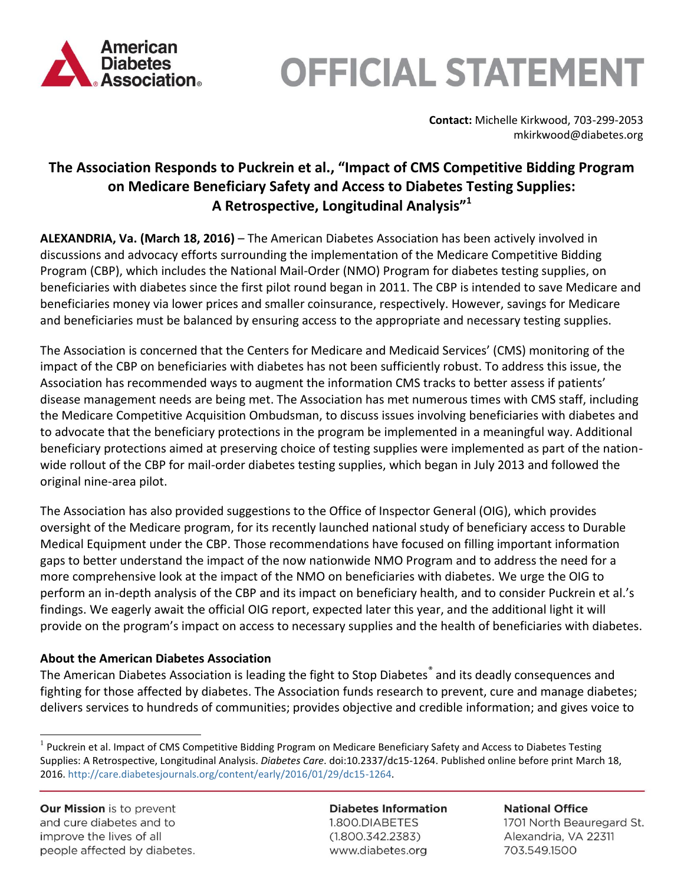# OFFICIAL STATEMENT

**Contact:** Michelle Kirkwood, 703-299-2053
mkirkwood@diabetes.org

## The Association Responds to Puckrein et al., "Impact of CMS Competitive Bidding Program on Medicare Beneficiary Safety and Access to Diabetes Testing Supplies: A Retrospective, Longitudinal Analysis"[1]

**ALEXANDRIA, Va. (March 18, 2016)** – The American Diabetes Association has been actively involved in discussions and advocacy efforts surrounding the implementation of the Medicare Competitive Bidding Program (CBP), which includes the National Mail-Order (NMO) Program for diabetes testing supplies, on beneficiaries with diabetes since the first pilot round began in 2011. The CBP is intended to save Medicare and beneficiaries money via lower prices and smaller coinsurance, respectively. However, savings for Medicare and beneficiaries must be balanced by ensuring access to the appropriate and necessary testing supplies.

The Association is concerned that the Centers for Medicare and Medicaid Services' (CMS) monitoring of the impact of the CBP on beneficiaries with diabetes has not been sufficiently robust. To address this issue, the Association has recommended ways to augment the information CMS tracks to better assess if patients' disease management needs are being met. The Association has met numerous times with CMS staff, including the Medicare Competitive Acquisition Ombudsman, to discuss issues involving beneficiaries with diabetes and to advocate that the beneficiary protections in the program be implemented in a meaningful way. Additional beneficiary protections aimed at preserving choice of testing supplies were implemented as part of the nation-wide rollout of the CBP for mail-order diabetes testing supplies, which began in July 2013 and followed the original nine-area pilot.

The Association has also provided suggestions to the Office of Inspector General (OIG), which provides oversight of the Medicare program, for its recently launched national study of beneficiary access to Durable Medical Equipment under the CBP. Those recommendations have focused on filling important information gaps to better understand the impact of the now nationwide NMO Program and to address the need for a more comprehensive look at the impact of the NMO on beneficiaries with diabetes. We urge the OIG to perform an in-depth analysis of the CBP and its impact on beneficiary health, and to consider Puckrein et al.'s findings. We eagerly await the official OIG report, expected later this year, and the additional light it will provide on the program's impact on access to necessary supplies and the health of beneficiaries with diabetes.

### About the American Diabetes Association

The American Diabetes Association is leading the fight to Stop Diabetes® and its deadly consequences and fighting for those affected by diabetes. The Association funds research to prevent, cure and manage diabetes; delivers services to hundreds of communities; provides objective and credible information; and gives voice to

---

[1] Puckrein et al. Impact of CMS Competitive Bidding Program on Medicare Beneficiary Safety and Access to Diabetes Testing Supplies: A Retrospective, Longitudinal Analysis. *Diabetes Care*. doi:10.2337/dc15-1264. Published online before print March 18, 2016. http://care.diabetesjournals.org/content/early/2016/01/29/dc15-1264.

**Our Mission** is to prevent and cure diabetes and to improve the lives of all people affected by diabetes.

**Diabetes Information**
1.800.DIABETES
(1.800.342.2383)
www.diabetes.org

**National Office**
1701 North Beauregard St.
Alexandria, VA 22311
703.549.1500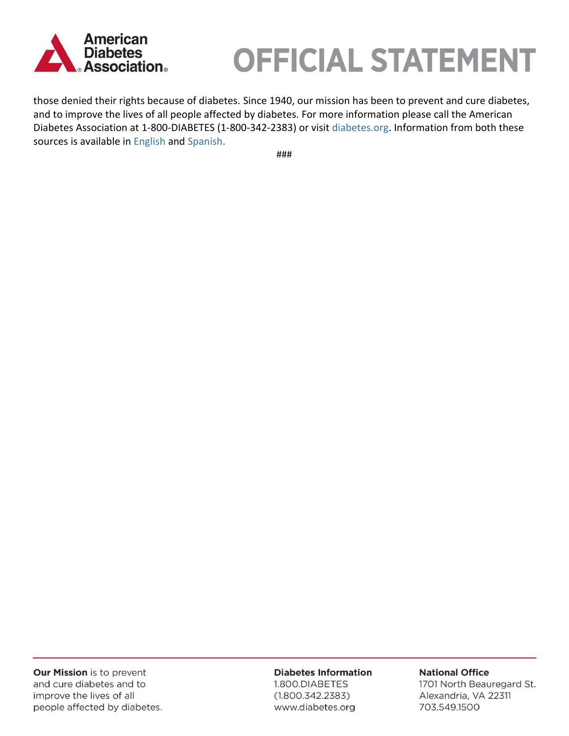those denied their rights because of diabetes. Since 1940, our mission has been to prevent and cure diabetes, and to improve the lives of all people affected by diabetes. For more information please call the American Diabetes Association at 1-800-DIABETES (1-800-342-2383) or visit diabetes.org. Information from both these sources is available in English and Spanish.

###